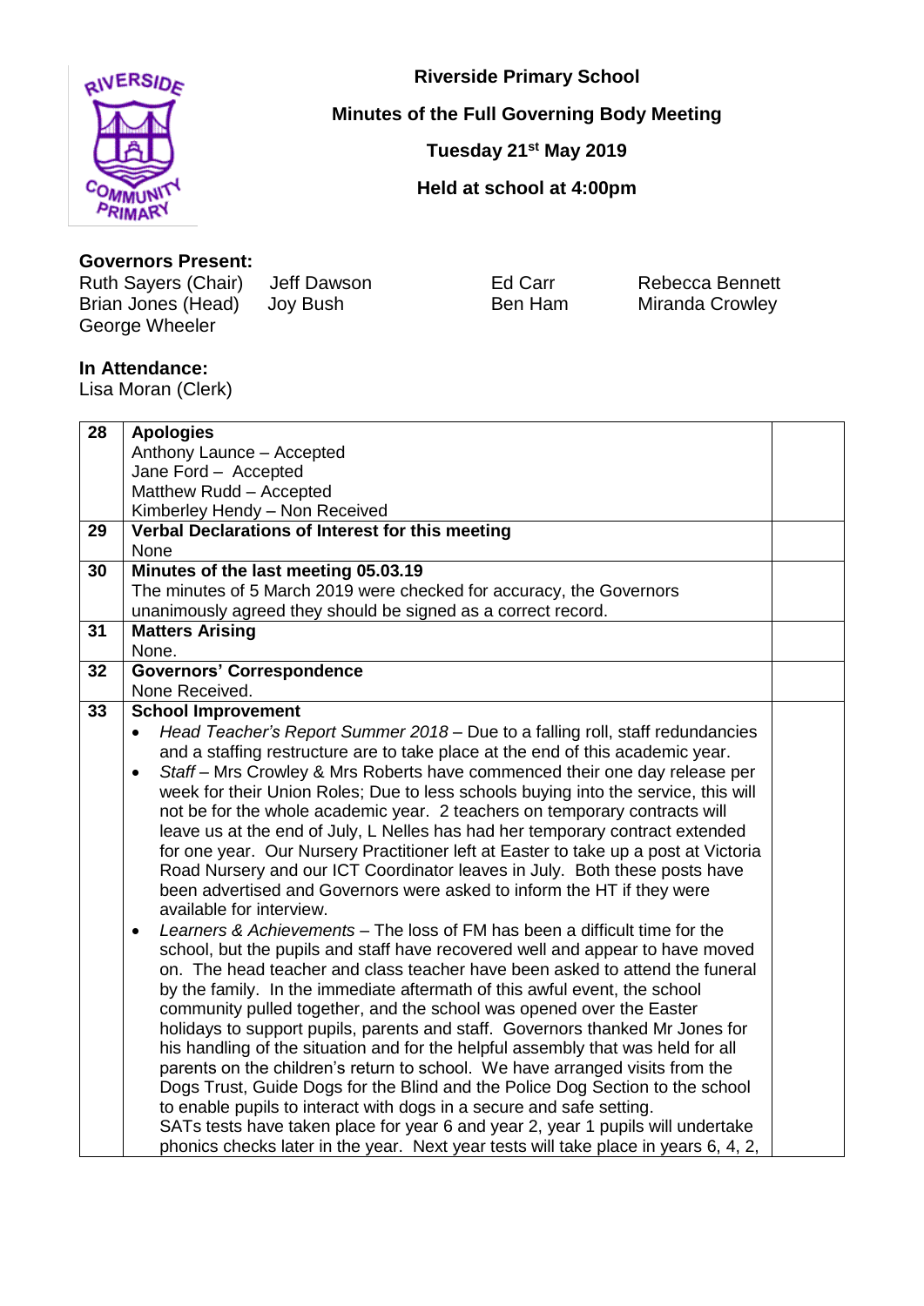# Riverside Primary School

## Minutes of the Full Governing Body Meeting

**Tuesday 21st May 2019**

**Held at school at 4:00pm**

**Governors Present:**

Ruth Sayers (Chair), Jeff Dawson, Ed Carr, Rebecca Bennett, Brian Jones (Head), Joy Bush, Ben Ham, Miranda Crowley, George Wheeler

**In Attendance:**

Lisa Moran (Clerk)

| | | |
|---|---|---|
| 28 | **Apologies**<br>Anthony Launce – Accepted<br>Jane Ford – Accepted<br>Matthew Rudd – Accepted<br>Kimberley Hendy – Non Received | |
| 29 | **Verbal Declarations of Interest for this meeting**<br>None | |
| 30 | **Minutes of the last meeting 05.03.19**<br>The minutes of 5 March 2019 were checked for accuracy, the Governors unanimously agreed they should be signed as a correct record. | |
| 31 | **Matters Arising**<br>None. | |
| 32 | **Governors' Correspondence**<br>None Received. | |
| 33 | **School Improvement**<br>• *Head Teacher's Report Summer 2018* – Due to a falling roll, staff redundancies and a staffing restructure are to take place at the end of this academic year.<br>• *Staff* – Mrs Crowley & Mrs Roberts have commenced their one day release per week for their Union Roles; Due to less schools buying into the service, this will not be for the whole academic year. 2 teachers on temporary contracts will leave us at the end of July, L Nelles has had her temporary contract extended for one year. Our Nursery Practitioner left at Easter to take up a post at Victoria Road Nursery and our ICT Coordinator leaves in July. Both these posts have been advertised and Governors were asked to inform the HT if they were available for interview.<br>• *Learners & Achievements* – The loss of FM has been a difficult time for the school, but the pupils and staff have recovered well and appear to have moved on. The head teacher and class teacher have been asked to attend the funeral by the family. In the immediate aftermath of this awful event, the school community pulled together, and the school was opened over the Easter holidays to support pupils, parents and staff. Governors thanked Mr Jones for his handling of the situation and for the helpful assembly that was held for all parents on the children's return to school. We have arranged visits from the Dogs Trust, Guide Dogs for the Blind and the Police Dog Section to the school to enable pupils to interact with dogs in a secure and safe setting.<br>SATs tests have taken place for year 6 and year 2, year 1 pupils will undertake phonics checks later in the year. Next year tests will take place in years 6, 4, 2, | |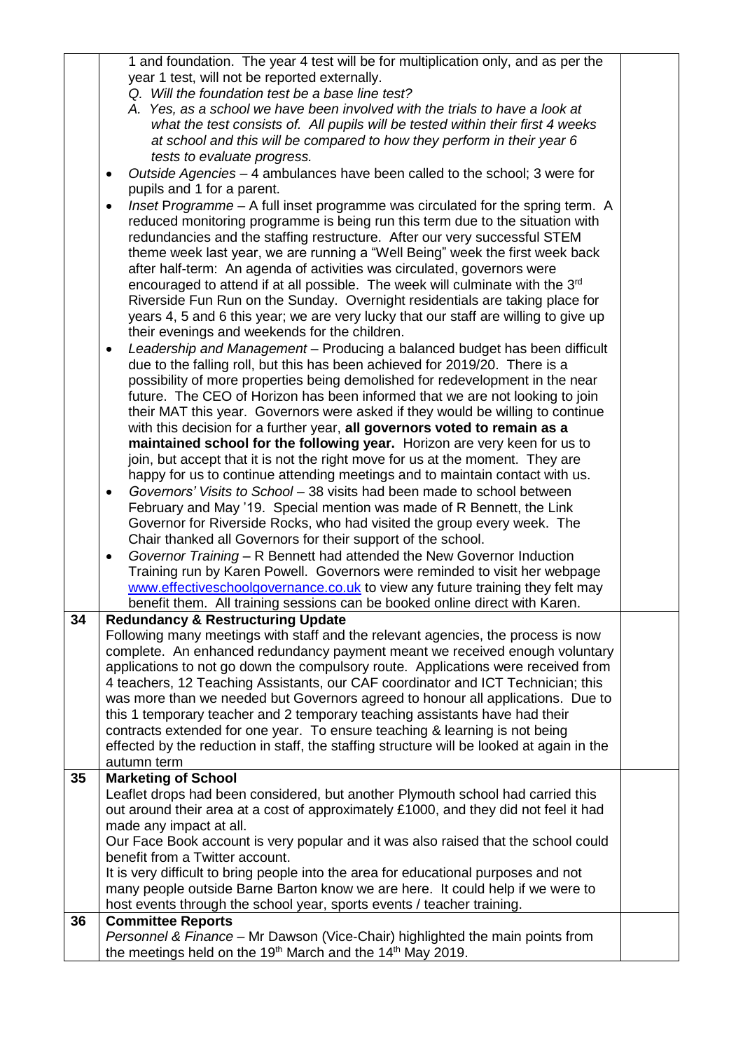| | | |
|---|---|---|
| | 1 and foundation. The year 4 test will be for multiplication only, and as per the year 1 test, will not be reported externally.<br>*Q. Will the foundation test be a base line test?*<br>*A. Yes, as a school we have been involved with the trials to have a look at what the test consists of. All pupils will be tested within their first 4 weeks at school and this will be compared to how they perform in their year 6 tests to evaluate progress.*<br>• *Outside Agencies* – 4 ambulances have been called to the school; 3 were for pupils and 1 for a parent.<br>• *Inset* Programme – A full inset programme was circulated for the spring term. A reduced monitoring programme is being run this term due to the situation with redundancies and the staffing restructure. After our very successful STEM theme week last year, we are running a "Well Being" week the first week back after half-term: An agenda of activities was circulated, governors were encouraged to attend if at all possible. The week will culminate with the 3rd Riverside Fun Run on the Sunday. Overnight residentials are taking place for years 4, 5 and 6 this year; we are very lucky that our staff are willing to give up their evenings and weekends for the children.<br>• *Leadership and Management* – Producing a balanced budget has been difficult due to the falling roll, but this has been achieved for 2019/20. There is a possibility of more properties being demolished for redevelopment in the near future. The CEO of Horizon has been informed that we are not looking to join their MAT this year. Governors were asked if they would be willing to continue with this decision for a further year, **all governors voted to remain as a maintained school for the following year.** Horizon are very keen for us to join, but accept that it is not the right move for us at the moment. They are happy for us to continue attending meetings and to maintain contact with us.<br>• *Governors' Visits to School* – 38 visits had been made to school between February and May '19. Special mention was made of R Bennett, the Link Governor for Riverside Rocks, who had visited the group every week. The Chair thanked all Governors for their support of the school.<br>• *Governor Training* – R Bennett had attended the New Governor Induction Training run by Karen Powell. Governors were reminded to visit her webpage www.effectiveschoolgovernance.co.uk to view any future training they felt may benefit them. All training sessions can be booked online direct with Karen. | |
| **34** | **Redundancy & Restructuring Update**<br>Following many meetings with staff and the relevant agencies, the process is now complete. An enhanced redundancy payment meant we received enough voluntary applications to not go down the compulsory route. Applications were received from 4 teachers, 12 Teaching Assistants, our CAF coordinator and ICT Technician; this was more than we needed but Governors agreed to honour all applications. Due to this 1 temporary teacher and 2 temporary teaching assistants have had their contracts extended for one year. To ensure teaching & learning is not being effected by the reduction in staff, the staffing structure will be looked at again in the autumn term | |
| **35** | **Marketing of School**<br>Leaflet drops had been considered, but another Plymouth school had carried this out around their area at a cost of approximately £1000, and they did not feel it had made any impact at all.<br>Our Face Book account is very popular and it was also raised that the school could benefit from a Twitter account.<br>It is very difficult to bring people into the area for educational purposes and not many people outside Barne Barton know we are here. It could help if we were to host events through the school year, sports events / teacher training. | |
| **36** | **Committee Reports**<br>*Personnel & Finance* – Mr Dawson (Vice-Chair) highlighted the main points from the meetings held on the 19th March and the 14th May 2019. | |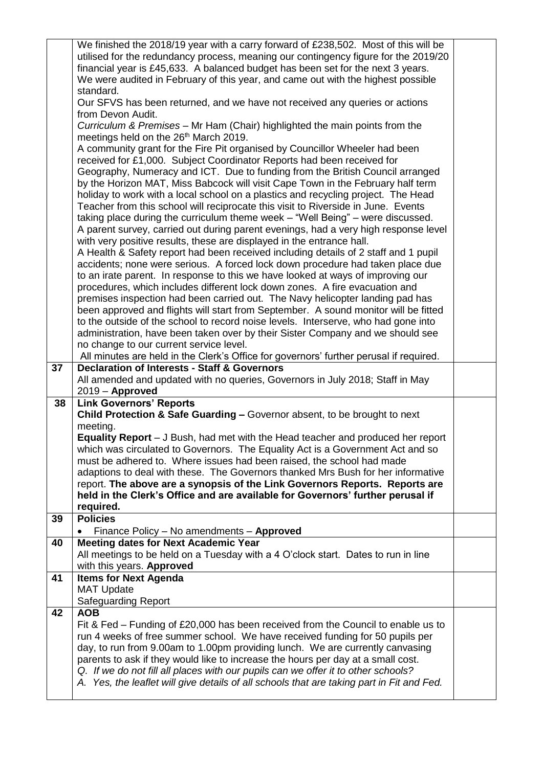| | | |
|---|---|---|
| | We finished the 2018/19 year with a carry forward of £238,502. Most of this will be utilised for the redundancy process, meaning our contingency figure for the 2019/20 financial year is £45,633. A balanced budget has been set for the next 3 years. We were audited in February of this year, and came out with the highest possible standard.<br>Our SFVS has been returned, and we have not received any queries or actions from Devon Audit.<br>*Curriculum & Premises* – Mr Ham (Chair) highlighted the main points from the meetings held on the 26th March 2019.<br>A community grant for the Fire Pit organised by Councillor Wheeler had been received for £1,000. Subject Coordinator Reports had been received for Geography, Numeracy and ICT. Due to funding from the British Council arranged by the Horizon MAT, Miss Babcock will visit Cape Town in the February half term holiday to work with a local school on a plastics and recycling project. The Head Teacher from this school will reciprocate this visit to Riverside in June. Events taking place during the curriculum theme week – "Well Being" – were discussed. A parent survey, carried out during parent evenings, had a very high response level with very positive results, these are displayed in the entrance hall.<br>A Health & Safety report had been received including details of 2 staff and 1 pupil accidents; none were serious. A forced lock down procedure had taken place due to an irate parent. In response to this we have looked at ways of improving our procedures, which includes different lock down zones. A fire evacuation and premises inspection had been carried out. The Navy helicopter landing pad has been approved and flights will start from September. A sound monitor will be fitted to the outside of the school to record noise levels. Interserve, who had gone into administration, have been taken over by their Sister Company and we should see no change to our current service level.<br>All minutes are held in the Clerk's Office for governors' further perusal if required. | |
| **37** | **Declaration of Interests - Staff & Governors**<br>All amended and updated with no queries, Governors in July 2018; Staff in May 2019 – **Approved** | |
| **38** | **Link Governors' Reports**<br>**Child Protection & Safe Guarding –** Governor absent, to be brought to next meeting.<br>**Equality Report** – J Bush, had met with the Head teacher and produced her report which was circulated to Governors. The Equality Act is a Government Act and so must be adhered to. Where issues had been raised, the school had made adaptions to deal with these. The Governors thanked Mrs Bush for her informative report. **The above are a synopsis of the Link Governors Reports. Reports are held in the Clerk's Office and are available for Governors' further perusal if required.** | |
| **39** | **Policies**<br>• Finance Policy – No amendments – **Approved** | |
| **40** | **Meeting dates for Next Academic Year**<br>All meetings to be held on a Tuesday with a 4 O'clock start. Dates to run in line with this years. **Approved** | |
| **41** | **Items for Next Agenda**<br>MAT Update<br>Safeguarding Report | |
| **42** | **AOB**<br>Fit & Fed – Funding of £20,000 has been received from the Council to enable us to run 4 weeks of free summer school. We have received funding for 50 pupils per day, to run from 9.00am to 1.00pm providing lunch. We are currently canvasing parents to ask if they would like to increase the hours per day at a small cost.<br>*Q. If we do not fill all places with our pupils can we offer it to other schools?*<br>*A. Yes, the leaflet will give details of all schools that are taking part in Fit and Fed.* | |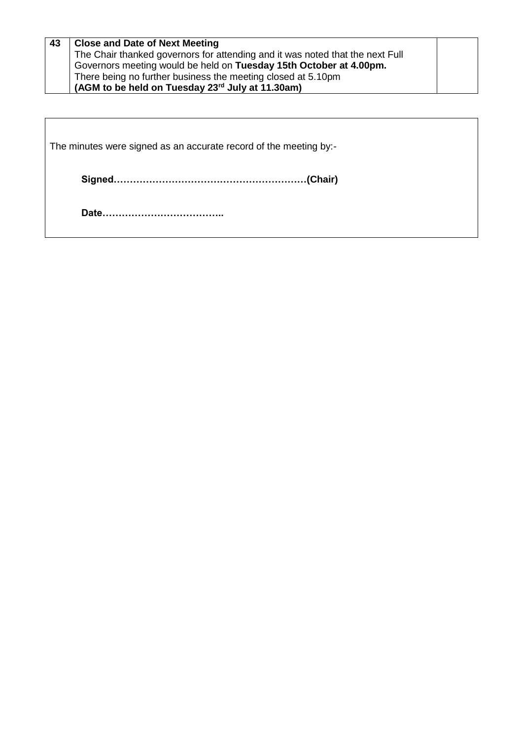| | | |
|---|---|---|
| **43** | **Close and Date of Next Meeting**<br>The Chair thanked governors for attending and it was noted that the next Full Governors meeting would be held on **Tuesday 15th October at 4.00pm.**<br>There being no further business the meeting closed at 5.10pm<br>**(AGM to be held on Tuesday 23rd July at 11.30am)** | |

The minutes were signed as an accurate record of the meeting by:-

**Signed……………………………………………………(Chair)**

**Date………………………………..**